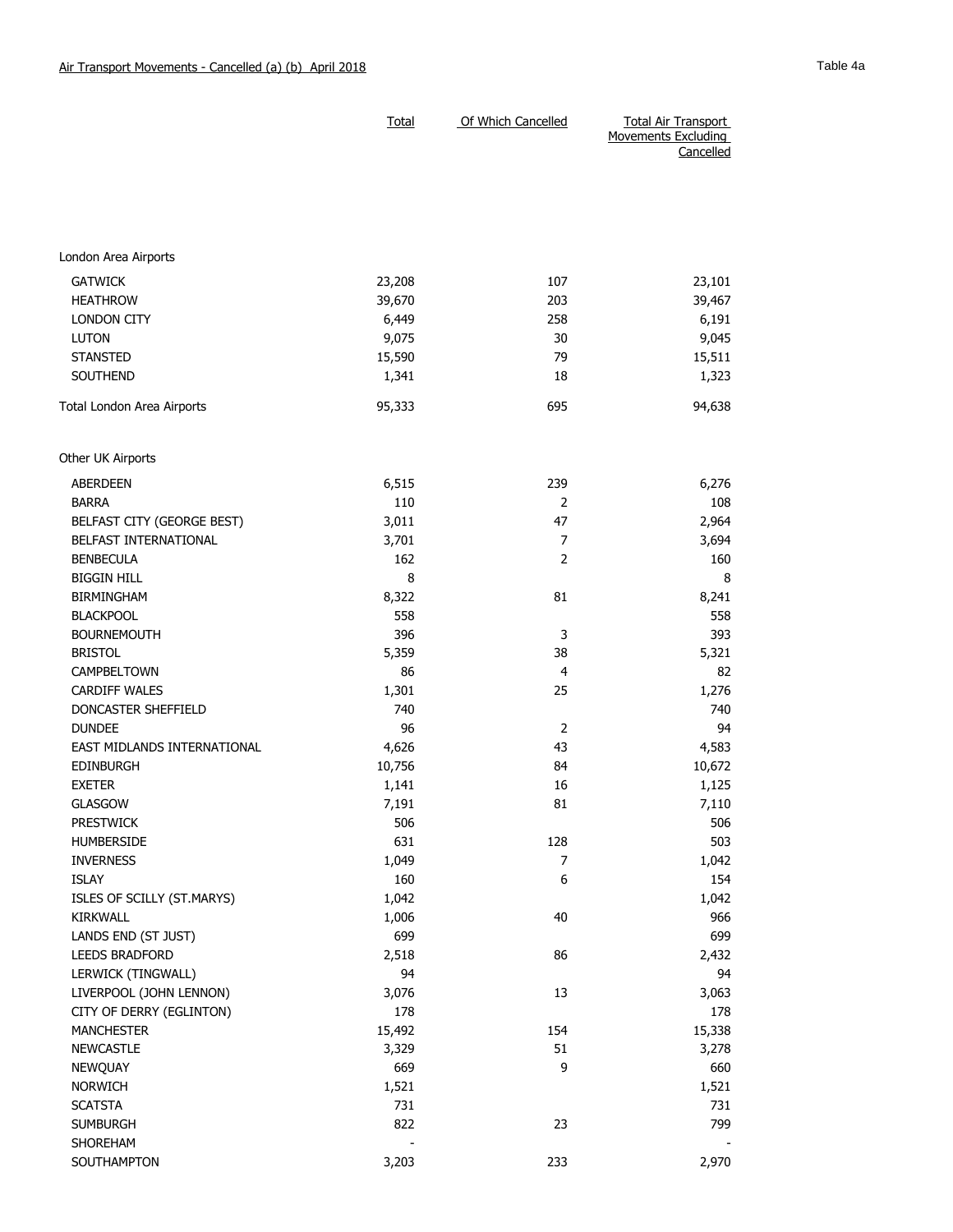Air Transport Movements - Cancelled (a) (b) April 2018

Table 4a

| | Total | Of Which Cancelled | Total Air Transport Movements Excluding Cancelled |
|---|---|---|---|
| London Area Airports | | | |
| GATWICK | 23,208 | 107 | 23,101 |
| HEATHROW | 39,670 | 203 | 39,467 |
| LONDON CITY | 6,449 | 258 | 6,191 |
| LUTON | 9,075 | 30 | 9,045 |
| STANSTED | 15,590 | 79 | 15,511 |
| SOUTHEND | 1,341 | 18 | 1,323 |
| Total London Area Airports | 95,333 | 695 | 94,638 |
| Other UK Airports | | | |
| ABERDEEN | 6,515 | 239 | 6,276 |
| BARRA | 110 | 2 | 108 |
| BELFAST CITY (GEORGE BEST) | 3,011 | 47 | 2,964 |
| BELFAST INTERNATIONAL | 3,701 | 7 | 3,694 |
| BENBECULA | 162 | 2 | 160 |
| BIGGIN HILL | 8 | | 8 |
| BIRMINGHAM | 8,322 | 81 | 8,241 |
| BLACKPOOL | 558 | | 558 |
| BOURNEMOUTH | 396 | 3 | 393 |
| BRISTOL | 5,359 | 38 | 5,321 |
| CAMPBELTOWN | 86 | 4 | 82 |
| CARDIFF WALES | 1,301 | 25 | 1,276 |
| DONCASTER SHEFFIELD | 740 | | 740 |
| DUNDEE | 96 | 2 | 94 |
| EAST MIDLANDS INTERNATIONAL | 4,626 | 43 | 4,583 |
| EDINBURGH | 10,756 | 84 | 10,672 |
| EXETER | 1,141 | 16 | 1,125 |
| GLASGOW | 7,191 | 81 | 7,110 |
| PRESTWICK | 506 | | 506 |
| HUMBERSIDE | 631 | 128 | 503 |
| INVERNESS | 1,049 | 7 | 1,042 |
| ISLAY | 160 | 6 | 154 |
| ISLES OF SCILLY (ST.MARYS) | 1,042 | | 1,042 |
| KIRKWALL | 1,006 | 40 | 966 |
| LANDS END (ST JUST) | 699 | | 699 |
| LEEDS BRADFORD | 2,518 | 86 | 2,432 |
| LERWICK (TINGWALL) | 94 | | 94 |
| LIVERPOOL (JOHN LENNON) | 3,076 | 13 | 3,063 |
| CITY OF DERRY (EGLINTON) | 178 | | 178 |
| MANCHESTER | 15,492 | 154 | 15,338 |
| NEWCASTLE | 3,329 | 51 | 3,278 |
| NEWQUAY | 669 | 9 | 660 |
| NORWICH | 1,521 | | 1,521 |
| SCATSTA | 731 | | 731 |
| SUMBURGH | 822 | 23 | 799 |
| SHOREHAM | - | | - |
| SOUTHAMPTON | 3,203 | 233 | 2,970 |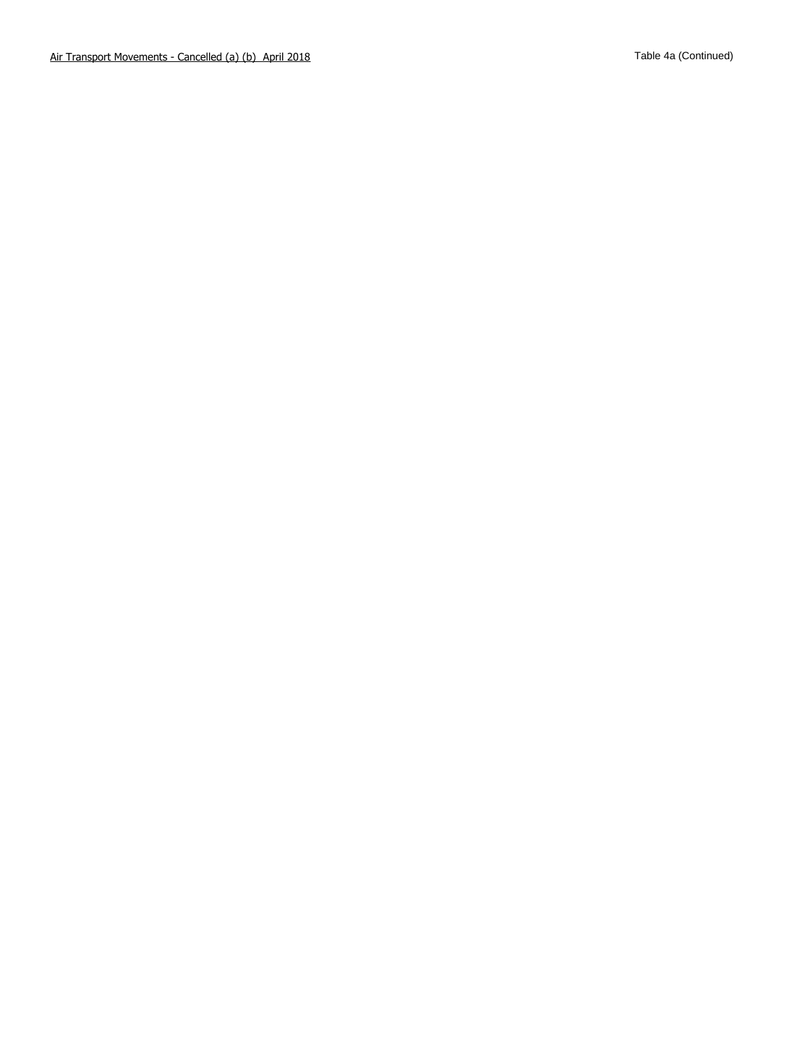Air Transport Movements - Cancelled (a) (b) April 2018

Table 4a (Continued)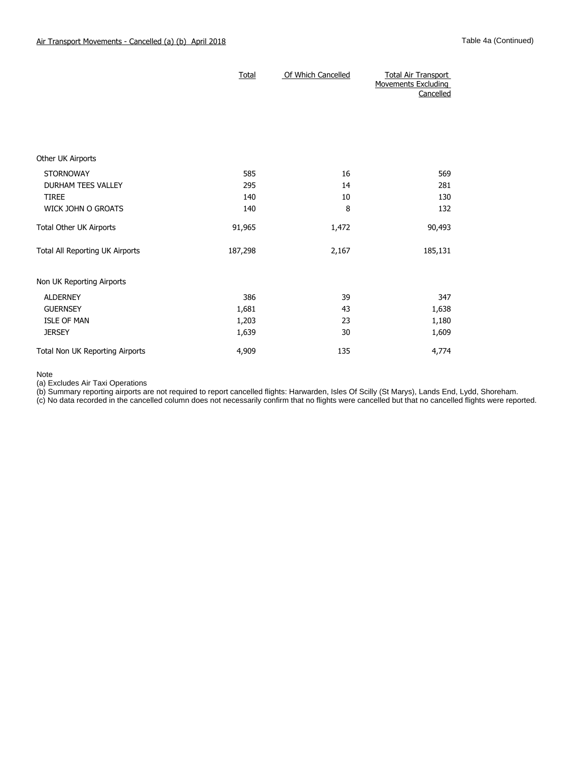Air Transport Movements - Cancelled (a) (b) April 2018

Table 4a (Continued)

| | Total | Of Which Cancelled | Total Air Transport Movements Excluding Cancelled |
|---|---|---|---|
| Other UK Airports | | | |
| STORNOWAY | 585 | 16 | 569 |
| DURHAM TEES VALLEY | 295 | 14 | 281 |
| TIREE | 140 | 10 | 130 |
| WICK JOHN O GROATS | 140 | 8 | 132 |
| Total Other UK Airports | 91,965 | 1,472 | 90,493 |
| Total All Reporting UK Airports | 187,298 | 2,167 | 185,131 |
| Non UK Reporting Airports | | | |
| ALDERNEY | 386 | 39 | 347 |
| GUERNSEY | 1,681 | 43 | 1,638 |
| ISLE OF MAN | 1,203 | 23 | 1,180 |
| JERSEY | 1,639 | 30 | 1,609 |
| Total Non UK Reporting Airports | 4,909 | 135 | 4,774 |

Note
(a) Excludes Air Taxi Operations
(b) Summary reporting airports are not required to report cancelled flights: Harwarden, Isles Of Scilly (St Marys), Lands End, Lydd, Shoreham.
(c) No data recorded in the cancelled column does not necessarily confirm that no flights were cancelled but that no cancelled flights were reported.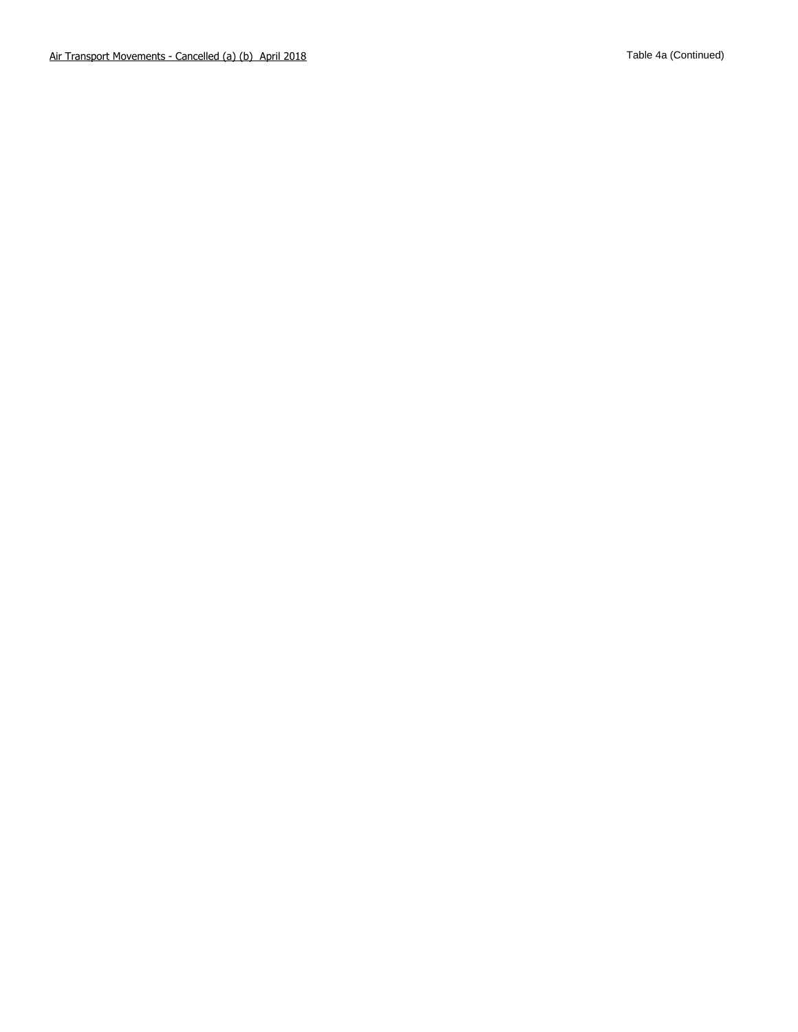Air Transport Movements - Cancelled (a) (b) April 2018

Table 4a (Continued)